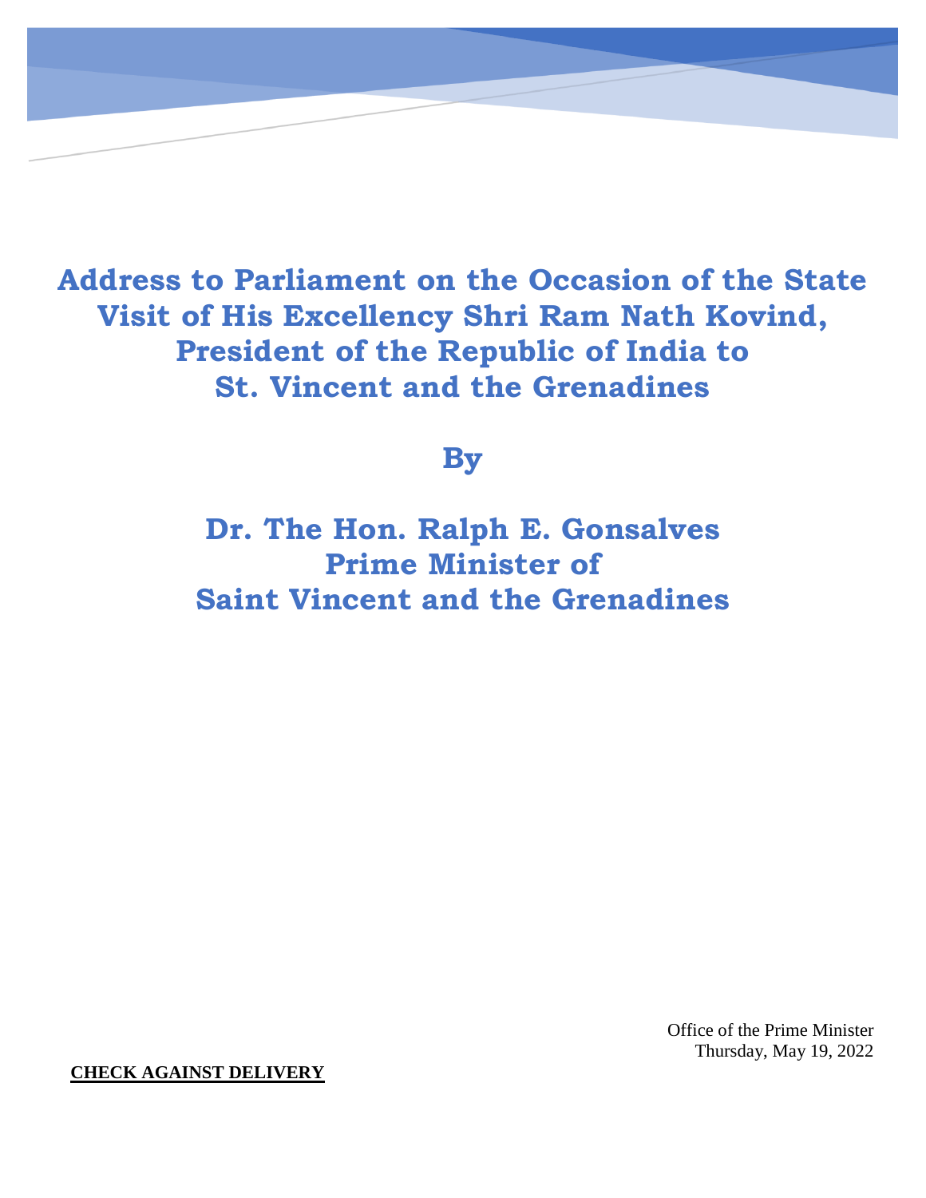# Address to Parliament on the Occasion of the State Visit of His Excellency Shri Ram Nath Kovind, President of the Republic of India to St. Vincent and the Grenadines

## By

## Dr. The Hon. Ralph E. Gonsalves
## Prime Minister of
## Saint Vincent and the Grenadines

Office of the Prime Minister
Thursday, May 19, 2022

**CHECK AGAINST DELIVERY**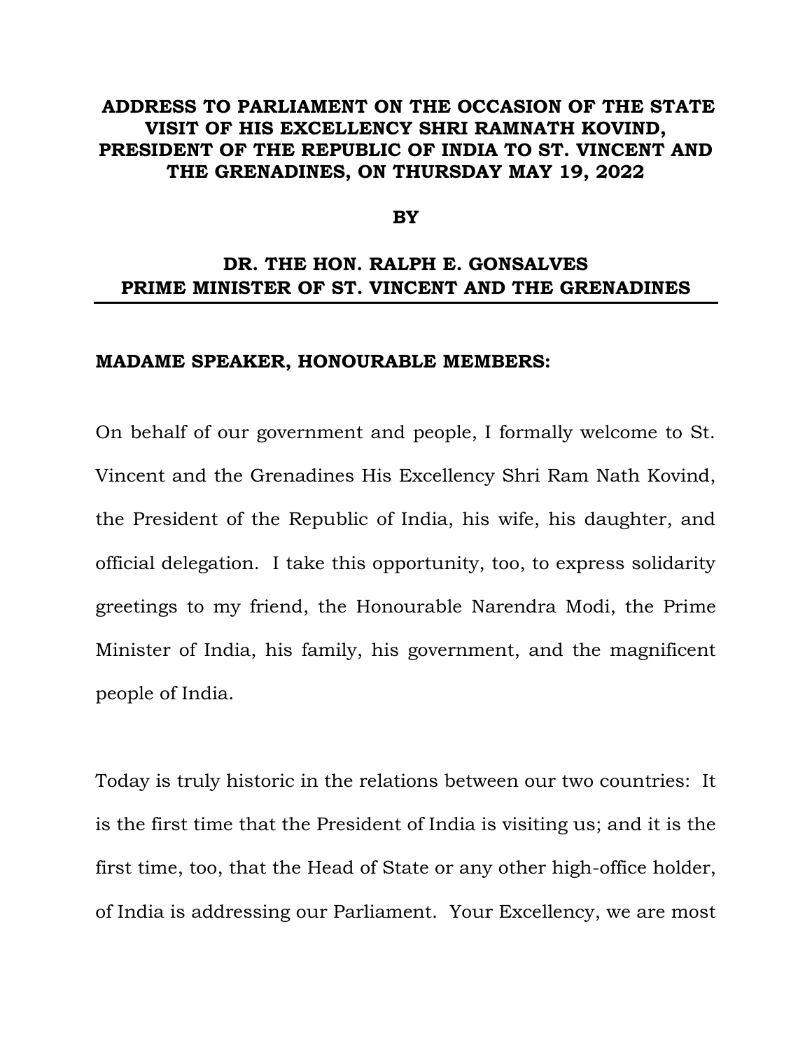**ADDRESS TO PARLIAMENT ON THE OCCASION OF THE STATE VISIT OF HIS EXCELLENCY SHRI RAMNATH KOVIND, PRESIDENT OF THE REPUBLIC OF INDIA TO ST. VINCENT AND THE GRENADINES, ON THURSDAY MAY 19, 2022**

**BY**

**DR. THE HON. RALPH E. GONSALVES**
**PRIME MINISTER OF ST. VINCENT AND THE GRENADINES**

---

**MADAME SPEAKER, HONOURABLE MEMBERS:**

On behalf of our government and people, I formally welcome to St. Vincent and the Grenadines His Excellency Shri Ram Nath Kovind, the President of the Republic of India, his wife, his daughter, and official delegation. I take this opportunity, too, to express solidarity greetings to my friend, the Honourable Narendra Modi, the Prime Minister of India, his family, his government, and the magnificent people of India.

Today is truly historic in the relations between our two countries: It is the first time that the President of India is visiting us; and it is the first time, too, that the Head of State or any other high-office holder, of India is addressing our Parliament. Your Excellency, we are most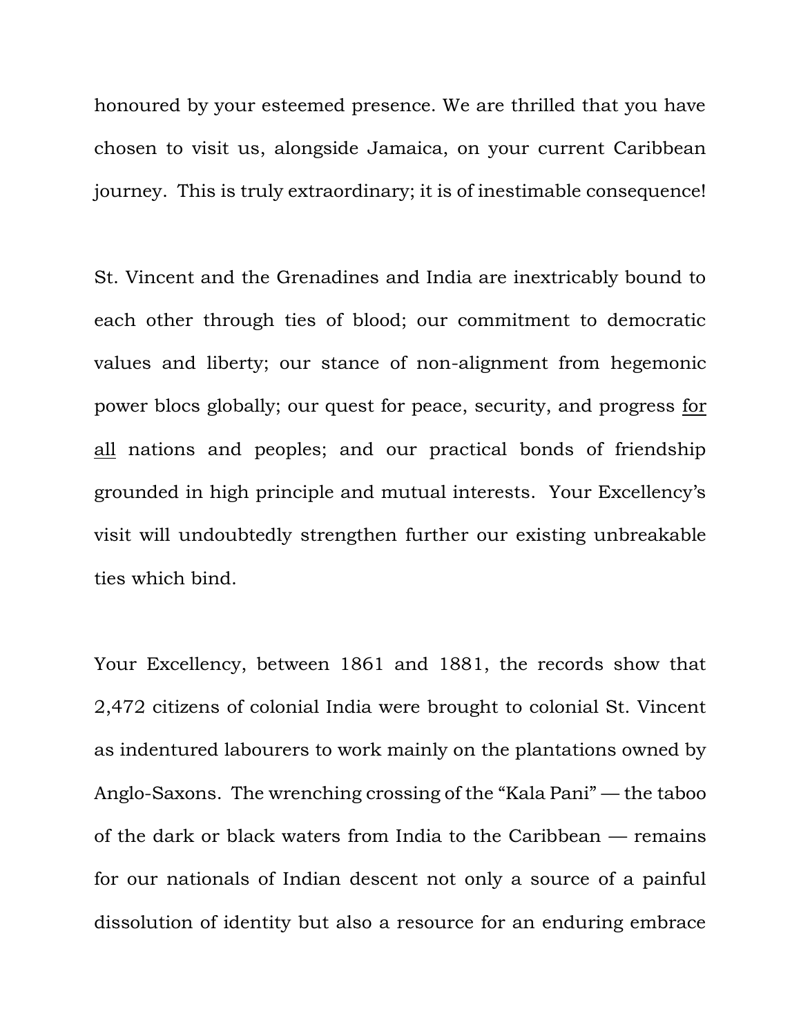honoured by your esteemed presence. We are thrilled that you have chosen to visit us, alongside Jamaica, on your current Caribbean journey. This is truly extraordinary; it is of inestimable consequence!

St. Vincent and the Grenadines and India are inextricably bound to each other through ties of blood; our commitment to democratic values and liberty; our stance of non-alignment from hegemonic power blocs globally; our quest for peace, security, and progress <u>for all</u> nations and peoples; and our practical bonds of friendship grounded in high principle and mutual interests. Your Excellency's visit will undoubtedly strengthen further our existing unbreakable ties which bind.

Your Excellency, between 1861 and 1881, the records show that 2,472 citizens of colonial India were brought to colonial St. Vincent as indentured labourers to work mainly on the plantations owned by Anglo-Saxons. The wrenching crossing of the "Kala Pani" — the taboo of the dark or black waters from India to the Caribbean — remains for our nationals of Indian descent not only a source of a painful dissolution of identity but also a resource for an enduring embrace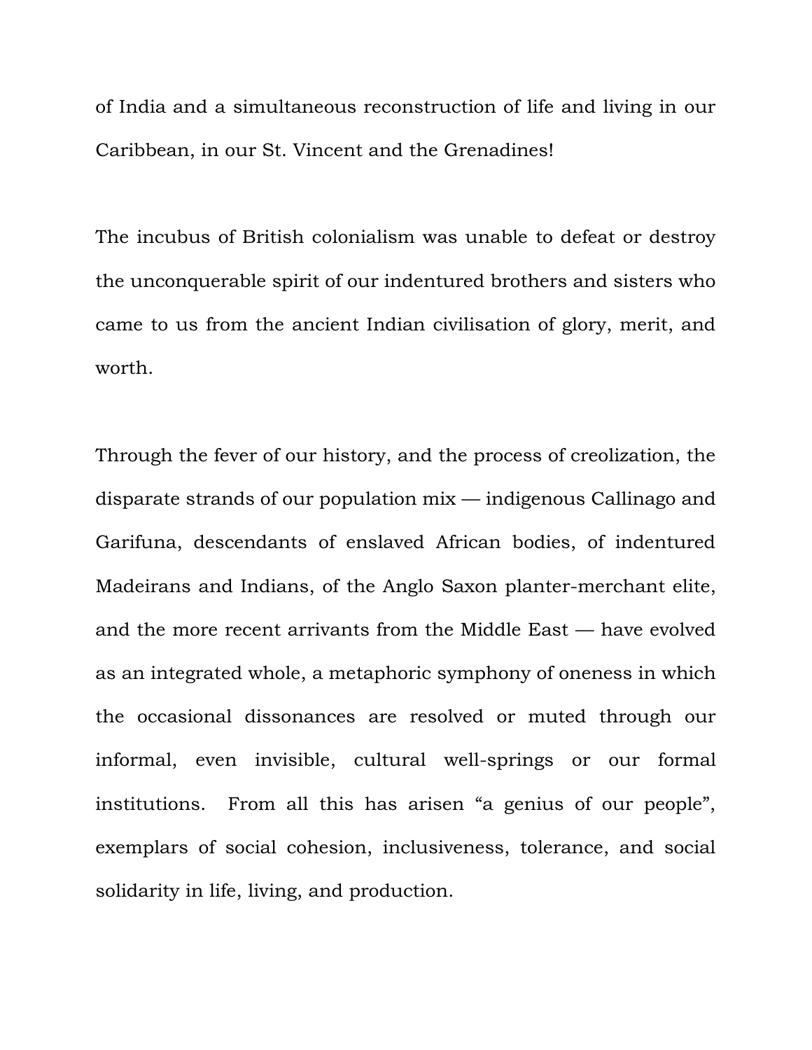of India and a simultaneous reconstruction of life and living in our Caribbean, in our St. Vincent and the Grenadines!

The incubus of British colonialism was unable to defeat or destroy the unconquerable spirit of our indentured brothers and sisters who came to us from the ancient Indian civilisation of glory, merit, and worth.

Through the fever of our history, and the process of creolization, the disparate strands of our population mix — indigenous Callinago and Garifuna, descendants of enslaved African bodies, of indentured Madeirans and Indians, of the Anglo Saxon planter-merchant elite, and the more recent arrivants from the Middle East — have evolved as an integrated whole, a metaphoric symphony of oneness in which the occasional dissonances are resolved or muted through our informal, even invisible, cultural well-springs or our formal institutions. From all this has arisen "a genius of our people", exemplars of social cohesion, inclusiveness, tolerance, and social solidarity in life, living, and production.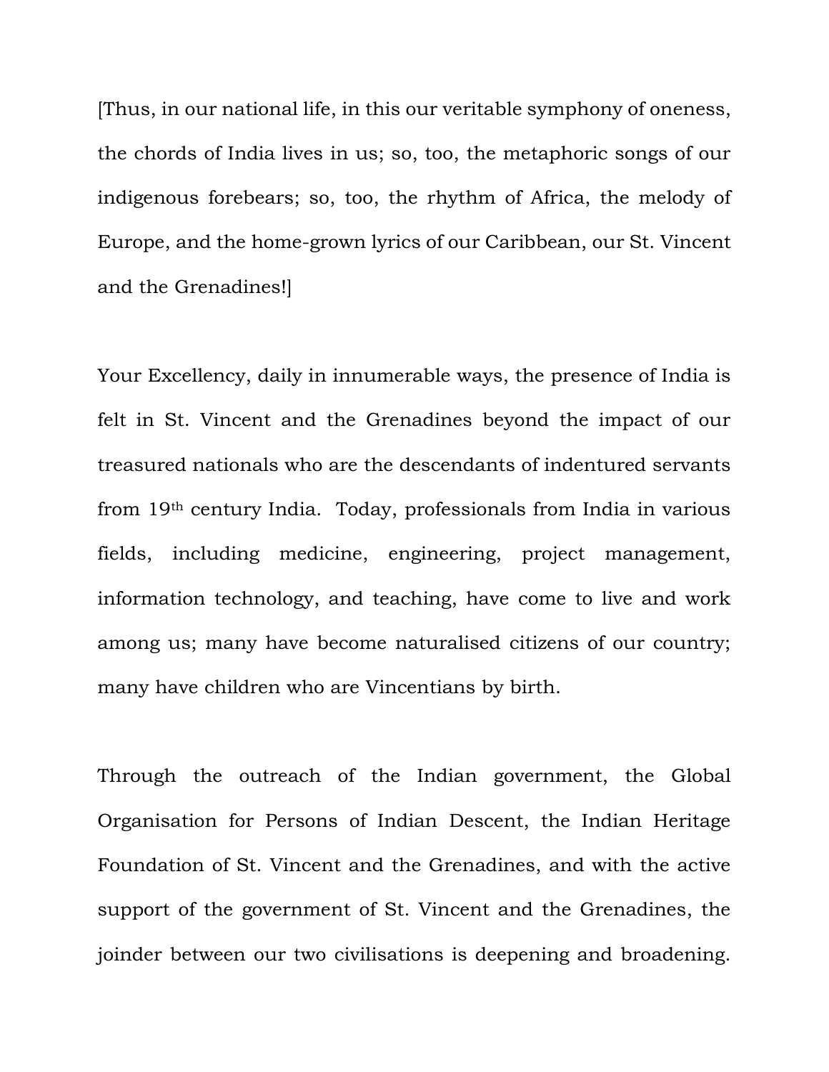[Thus, in our national life, in this our veritable symphony of oneness, the chords of India lives in us; so, too, the metaphoric songs of our indigenous forebears; so, too, the rhythm of Africa, the melody of Europe, and the home-grown lyrics of our Caribbean, our St. Vincent and the Grenadines!]

Your Excellency, daily in innumerable ways, the presence of India is felt in St. Vincent and the Grenadines beyond the impact of our treasured nationals who are the descendants of indentured servants from 19th century India. Today, professionals from India in various fields, including medicine, engineering, project management, information technology, and teaching, have come to live and work among us; many have become naturalised citizens of our country; many have children who are Vincentians by birth.

Through the outreach of the Indian government, the Global Organisation for Persons of Indian Descent, the Indian Heritage Foundation of St. Vincent and the Grenadines, and with the active support of the government of St. Vincent and the Grenadines, the joinder between our two civilisations is deepening and broadening.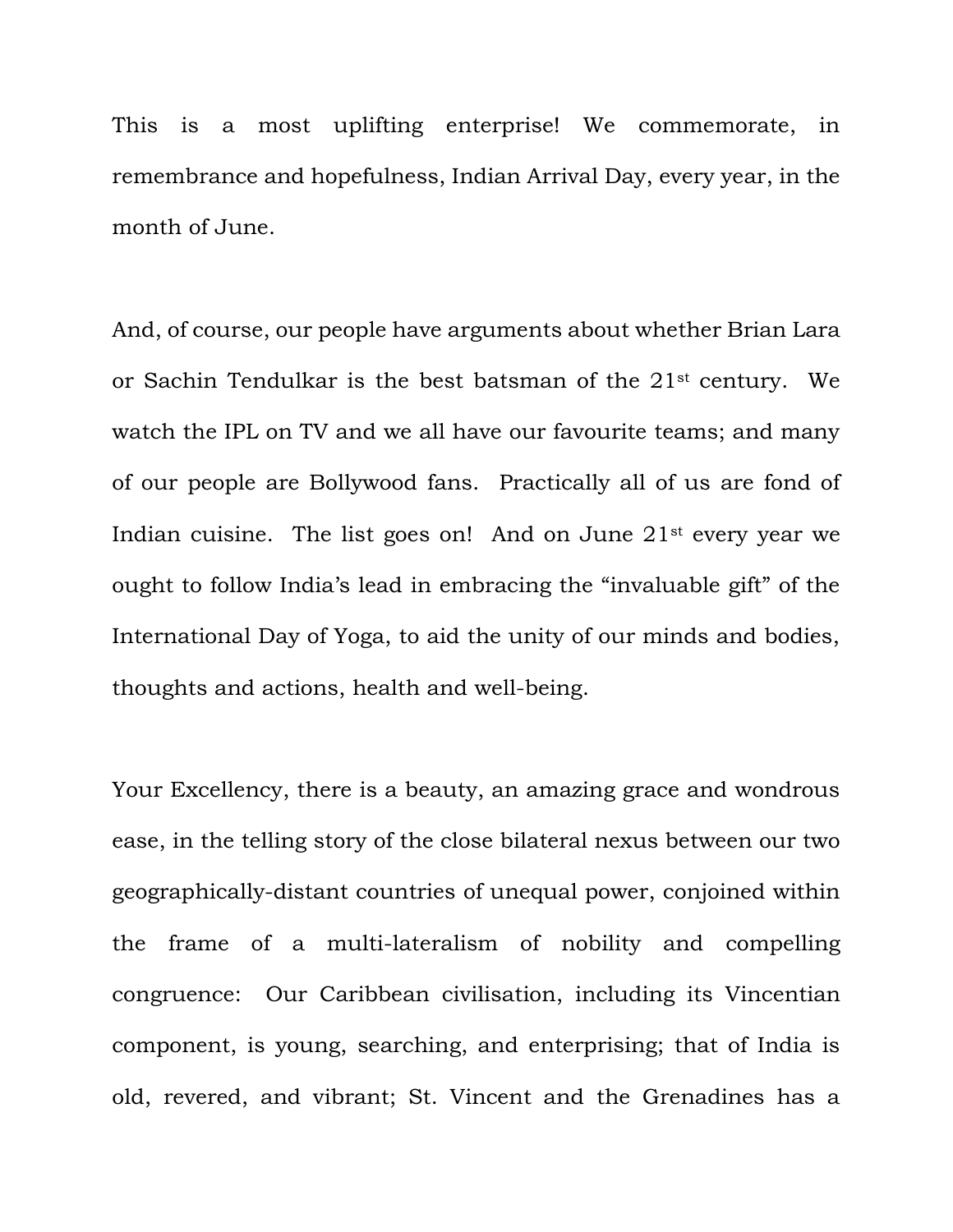This is a most uplifting enterprise! We commemorate, in remembrance and hopefulness, Indian Arrival Day, every year, in the month of June.

And, of course, our people have arguments about whether Brian Lara or Sachin Tendulkar is the best batsman of the 21st century. We watch the IPL on TV and we all have our favourite teams; and many of our people are Bollywood fans. Practically all of us are fond of Indian cuisine. The list goes on! And on June 21st every year we ought to follow India's lead in embracing the "invaluable gift" of the International Day of Yoga, to aid the unity of our minds and bodies, thoughts and actions, health and well-being.

Your Excellency, there is a beauty, an amazing grace and wondrous ease, in the telling story of the close bilateral nexus between our two geographically-distant countries of unequal power, conjoined within the frame of a multi-lateralism of nobility and compelling congruence: Our Caribbean civilisation, including its Vincentian component, is young, searching, and enterprising; that of India is old, revered, and vibrant; St. Vincent and the Grenadines has a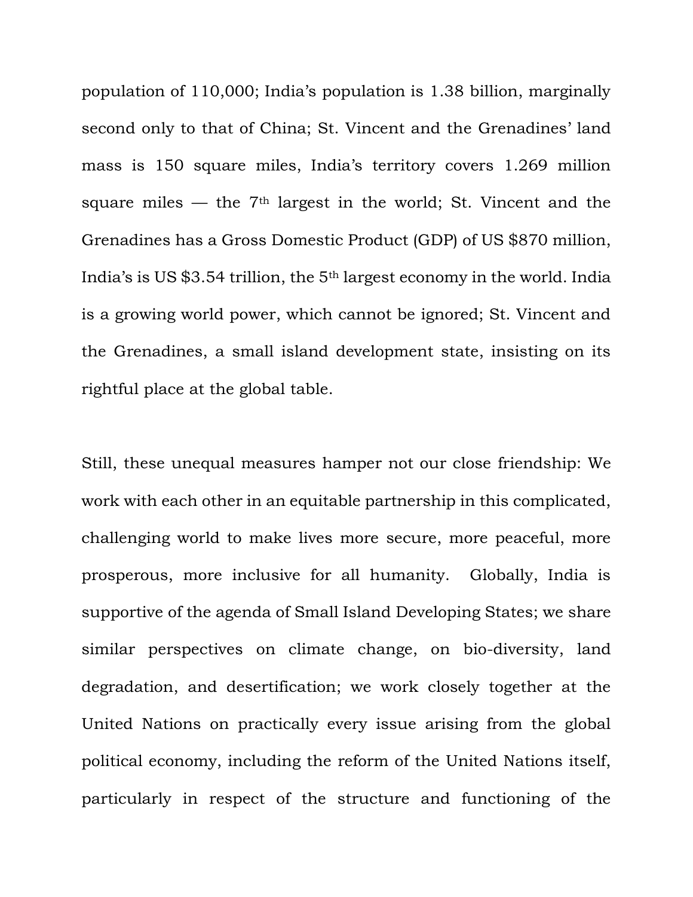population of 110,000; India's population is 1.38 billion, marginally second only to that of China; St. Vincent and the Grenadines' land mass is 150 square miles, India's territory covers 1.269 million square miles — the 7th largest in the world; St. Vincent and the Grenadines has a Gross Domestic Product (GDP) of US $870 million, India's is US $3.54 trillion, the 5th largest economy in the world. India is a growing world power, which cannot be ignored; St. Vincent and the Grenadines, a small island development state, insisting on its rightful place at the global table.

Still, these unequal measures hamper not our close friendship: We work with each other in an equitable partnership in this complicated, challenging world to make lives more secure, more peaceful, more prosperous, more inclusive for all humanity. Globally, India is supportive of the agenda of Small Island Developing States; we share similar perspectives on climate change, on bio-diversity, land degradation, and desertification; we work closely together at the United Nations on practically every issue arising from the global political economy, including the reform of the United Nations itself, particularly in respect of the structure and functioning of the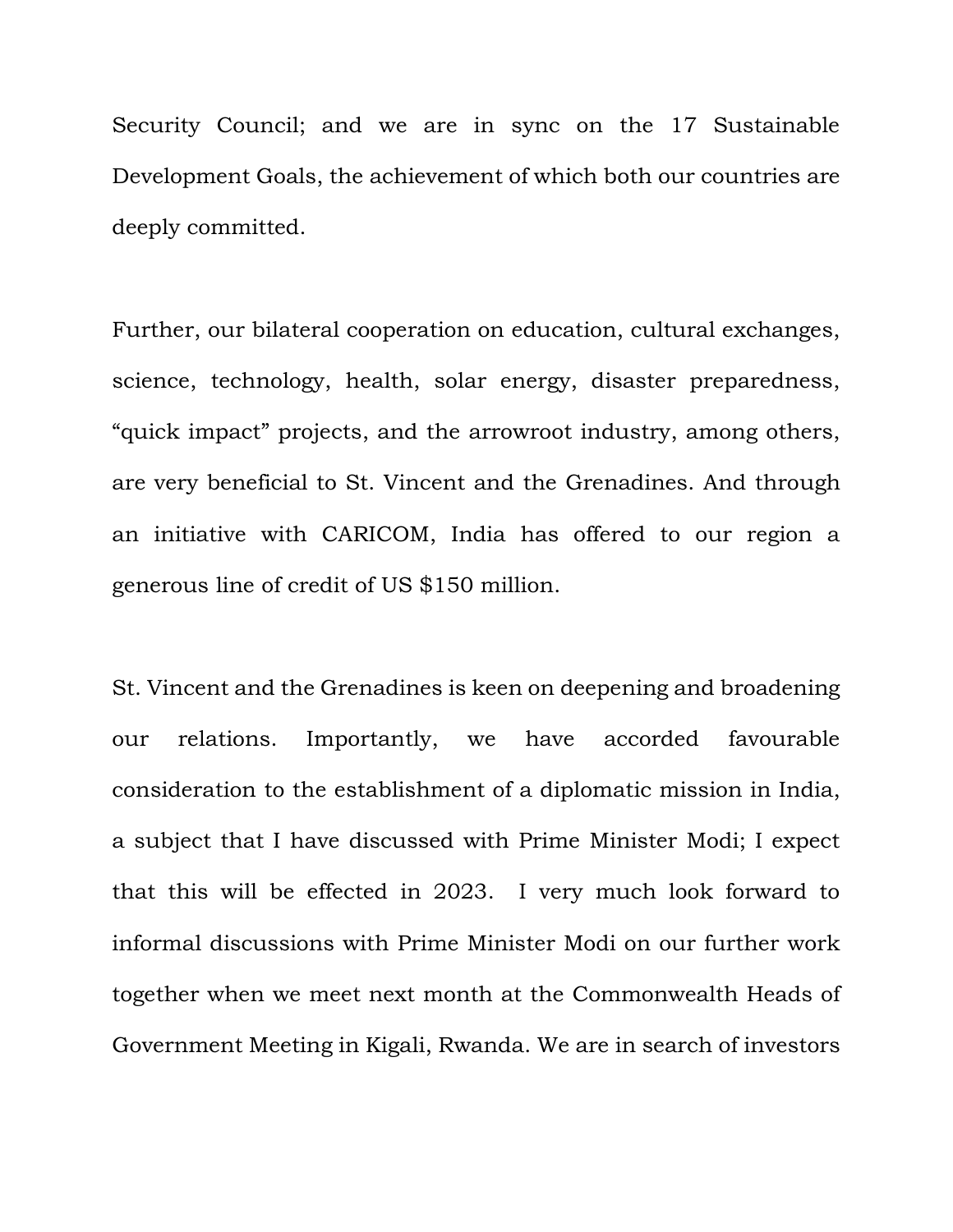Security Council; and we are in sync on the 17 Sustainable Development Goals, the achievement of which both our countries are deeply committed.

Further, our bilateral cooperation on education, cultural exchanges, science, technology, health, solar energy, disaster preparedness, “quick impact” projects, and the arrowroot industry, among others, are very beneficial to St. Vincent and the Grenadines. And through an initiative with CARICOM, India has offered to our region a generous line of credit of US $150 million.

St. Vincent and the Grenadines is keen on deepening and broadening our relations. Importantly, we have accorded favourable consideration to the establishment of a diplomatic mission in India, a subject that I have discussed with Prime Minister Modi; I expect that this will be effected in 2023. I very much look forward to informal discussions with Prime Minister Modi on our further work together when we meet next month at the Commonwealth Heads of Government Meeting in Kigali, Rwanda. We are in search of investors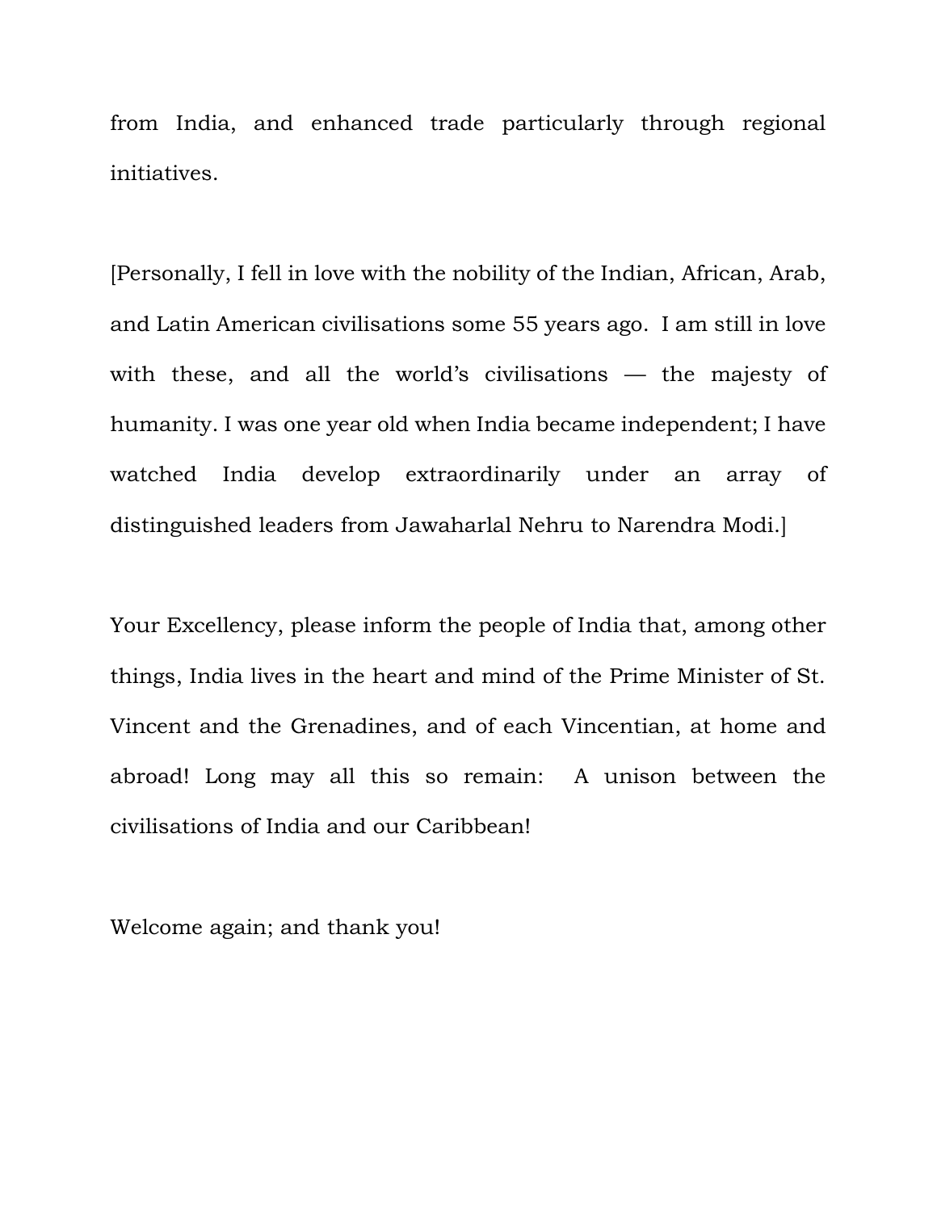from India, and enhanced trade particularly through regional initiatives.

[Personally, I fell in love with the nobility of the Indian, African, Arab, and Latin American civilisations some 55 years ago. I am still in love with these, and all the world's civilisations — the majesty of humanity. I was one year old when India became independent; I have watched India develop extraordinarily under an array of distinguished leaders from Jawaharlal Nehru to Narendra Modi.]

Your Excellency, please inform the people of India that, among other things, India lives in the heart and mind of the Prime Minister of St. Vincent and the Grenadines, and of each Vincentian, at home and abroad! Long may all this so remain: A unison between the civilisations of India and our Caribbean!

Welcome again; and thank you!